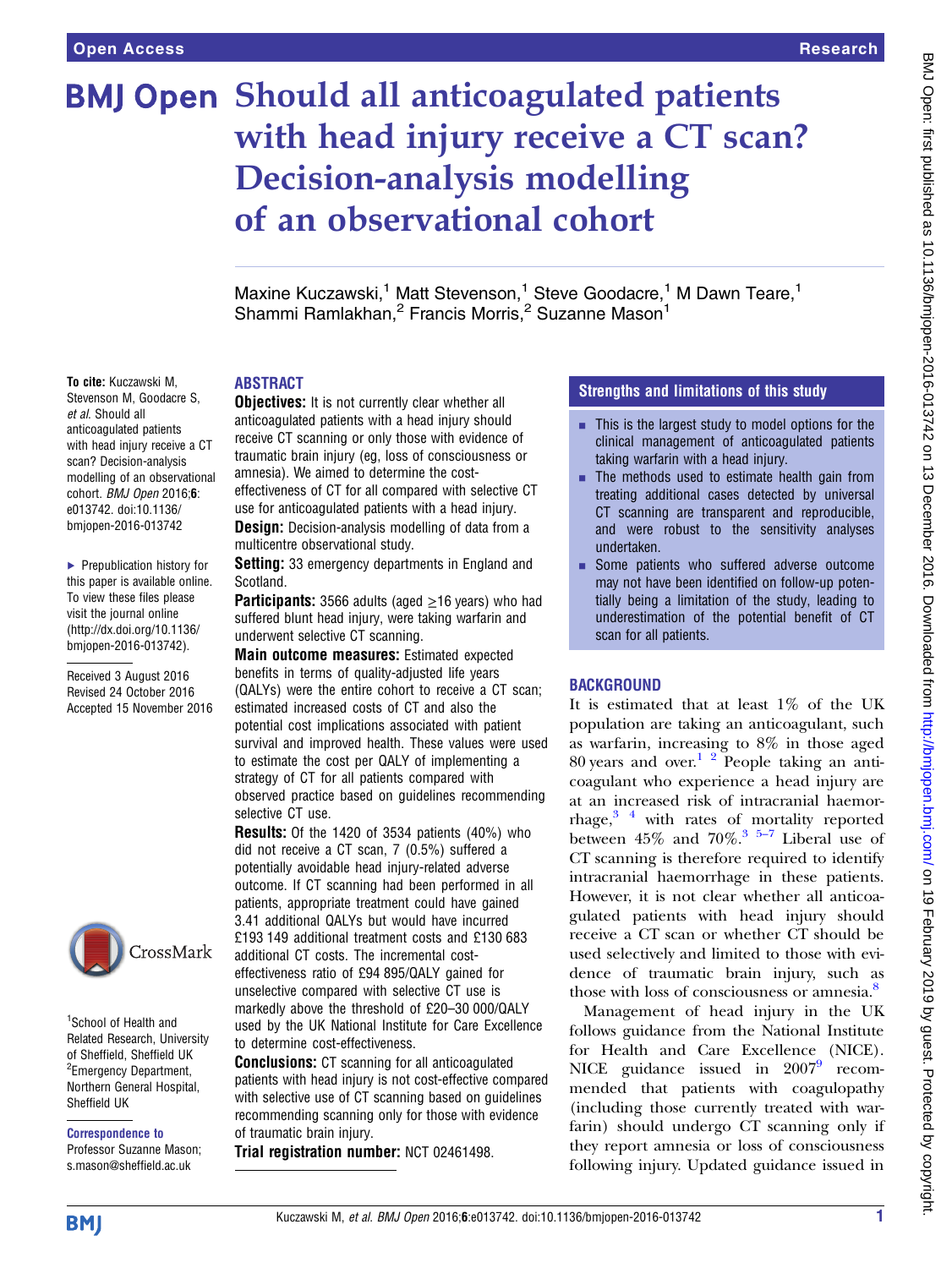# Should all anticoagulated patients with head injury receive a CT scan? Decision-analysis modelling of an observational cohort

Maxine Kuczawski,[1] Matt Stevenson,[1] Steve Goodacre,[1] M Dawn Teare,[1] Shammi Ramlakhan,[2] Francis Morris,[2] Suzanne Mason[1]

**To cite:** Kuczawski M, Stevenson M, Goodacre S, *et al*. Should all anticoagulated patients with head injury receive a CT scan? Decision-analysis modelling of an observational cohort. *BMJ Open* 2016;**6**: e013742. doi:10.1136/bmjopen-2016-013742

▸ Prepublication history for this paper is available online. To view these files please visit the journal online (http://dx.doi.org/10.1136/bmjopen-2016-013742).

Received 3 August 2016
Revised 24 October 2016
Accepted 15 November 2016

[1]School of Health and Related Research, University of Sheffield, Sheffield UK
[2]Emergency Department, Northern General Hospital, Sheffield UK

**Correspondence to**
Professor Suzanne Mason; s.mason@sheffield.ac.uk

## ABSTRACT

**Objectives:** It is not currently clear whether all anticoagulated patients with a head injury should receive CT scanning or only those with evidence of traumatic brain injury (eg, loss of consciousness or amnesia). We aimed to determine the cost-effectiveness of CT for all compared with selective CT use for anticoagulated patients with a head injury.

**Design:** Decision-analysis modelling of data from a multicentre observational study.

**Setting:** 33 emergency departments in England and Scotland.

**Participants:** 3566 adults (aged ≥16 years) who had suffered blunt head injury, were taking warfarin and underwent selective CT scanning.

**Main outcome measures:** Estimated expected benefits in terms of quality-adjusted life years (QALYs) were the entire cohort to receive a CT scan; estimated increased costs of CT and also the potential cost implications associated with patient survival and improved health. These values were used to estimate the cost per QALY of implementing a strategy of CT for all patients compared with observed practice based on guidelines recommending selective CT use.

**Results:** Of the 1420 of 3534 patients (40%) who did not receive a CT scan, 7 (0.5%) suffered a potentially avoidable head injury-related adverse outcome. If CT scanning had been performed in all patients, appropriate treatment could have gained 3.41 additional QALYs but would have incurred £193 149 additional treatment costs and £130 683 additional CT costs. The incremental cost-effectiveness ratio of £94 895/QALY gained for unselective compared with selective CT use is markedly above the threshold of £20–30 000/QALY used by the UK National Institute for Care Excellence to determine cost-effectiveness.

**Conclusions:** CT scanning for all anticoagulated patients with head injury is not cost-effective compared with selective use of CT scanning based on guidelines recommending scanning only for those with evidence of traumatic brain injury.

**Trial registration number:** NCT 02461498.

## Strengths and limitations of this study

- This is the largest study to model options for the clinical management of anticoagulated patients taking warfarin with a head injury.
- The methods used to estimate health gain from treating additional cases detected by universal CT scanning are transparent and reproducible, and were robust to the sensitivity analyses undertaken.
- Some patients who suffered adverse outcome may not have been identified on follow-up potentially being a limitation of the study, leading to underestimation of the potential benefit of CT scan for all patients.

## BACKGROUND

It is estimated that at least 1% of the UK population are taking an anticoagulant, such as warfarin, increasing to 8% in those aged 80 years and over.[1 2] People taking an anticoagulant who experience a head injury are at an increased risk of intracranial haemorrhage,[3 4] with rates of mortality reported between 45% and 70%.[3 5–7] Liberal use of CT scanning is therefore required to identify intracranial haemorrhage in these patients. However, it is not clear whether all anticoagulated patients with head injury should receive a CT scan or whether CT should be used selectively and limited to those with evidence of traumatic brain injury, such as those with loss of consciousness or amnesia.[8]

Management of head injury in the UK follows guidance from the National Institute for Health and Care Excellence (NICE). NICE guidance issued in 2007[9] recommended that patients with coagulopathy (including those currently treated with warfarin) should undergo CT scanning only if they report amnesia or loss of consciousness following injury. Updated guidance issued in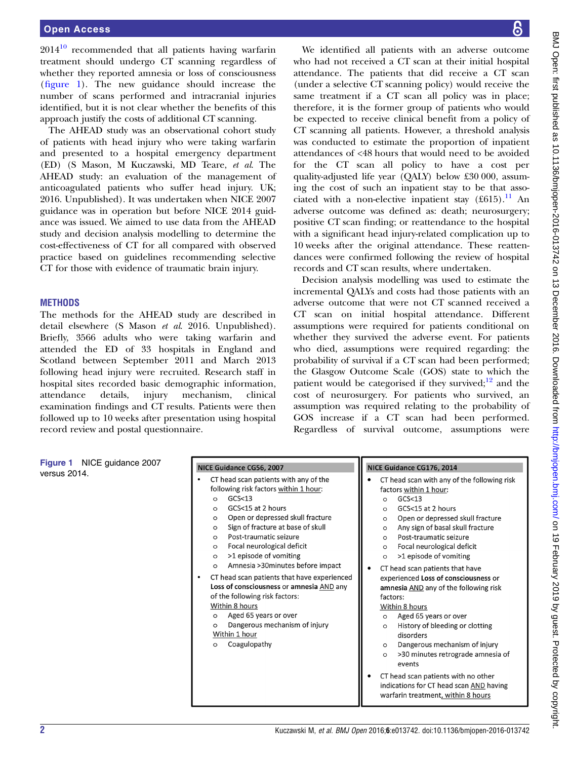2014[10] recommended that all patients having warfarin treatment should undergo CT scanning regardless of whether they reported amnesia or loss of consciousness (figure 1). The new guidance should increase the number of scans performed and intracranial injuries identified, but it is not clear whether the benefits of this approach justify the costs of additional CT scanning.

The AHEAD study was an observational cohort study of patients with head injury who were taking warfarin and presented to a hospital emergency department (ED) (S Mason, M Kuczawski, MD Teare, *et al*. The AHEAD study: an evaluation of the management of anticoagulated patients who suffer head injury. UK; 2016. Unpublished). It was undertaken when NICE 2007 guidance was in operation but before NICE 2014 guidance was issued. We aimed to use data from the AHEAD study and decision analysis modelling to determine the cost-effectiveness of CT for all compared with observed practice based on guidelines recommending selective CT for those with evidence of traumatic brain injury.

## METHODS

The methods for the AHEAD study are described in detail elsewhere (S Mason *et al*. 2016. Unpublished). Briefly, 3566 adults who were taking warfarin and attended the ED of 33 hospitals in England and Scotland between September 2011 and March 2013 following head injury were recruited. Research staff in hospital sites recorded basic demographic information, attendance details, injury mechanism, clinical examination findings and CT results. Patients were then followed up to 10 weeks after presentation using hospital record review and postal questionnaire.

We identified all patients with an adverse outcome who had not received a CT scan at their initial hospital attendance. The patients that did receive a CT scan (under a selective CT scanning policy) would receive the same treatment if a CT scan all policy was in place; therefore, it is the former group of patients who would be expected to receive clinical benefit from a policy of CT scanning all patients. However, a threshold analysis was conducted to estimate the proportion of inpatient attendances of <48 hours that would need to be avoided for the CT scan all policy to have a cost per quality-adjusted life year (QALY) below £30 000, assuming the cost of such an inpatient stay to be that associated with a non-elective inpatient stay (£615).[11] An adverse outcome was defined as: death; neurosurgery; positive CT scan finding; or reattendance to the hospital with a significant head injury-related complication up to 10 weeks after the original attendance. These reattendances were confirmed following the review of hospital records and CT scan results, where undertaken.

Decision analysis modelling was used to estimate the incremental QALYs and costs had those patients with an adverse outcome that were not CT scanned received a CT scan on initial hospital attendance. Different assumptions were required for patients conditional on whether they survived the adverse event. For patients who died, assumptions were required regarding: the probability of survival if a CT scan had been performed; the Glasgow Outcome Scale (GOS) state to which the patient would be categorised if they survived;[12] and the cost of neurosurgery. For patients who survived, an assumption was required relating to the probability of GOS increase if a CT scan had been performed. Regardless of survival outcome, assumptions were

| NICE Guidance CG56, 2007 | NICE Guidance CG176, 2014 |
|---|---|
| • CT head scan patients with any of the following risk factors within 1 hour:<br>○ GCS<13<br>○ GCS<15 at 2 hours<br>○ Open or depressed skull fracture<br>○ Sign of fracture at base of skull<br>○ Post-traumatic seizure<br>○ Focal neurological deficit<br>○ >1 episode of vomiting<br>○ Amnesia >30minutes before impact<br>• CT head scan patients that have experienced **Loss of consciousness** or **amnesia** AND any of the following risk factors:<br>Within 8 hours<br>○ Aged 65 years or over<br>○ Dangerous mechanism of injury<br>Within 1 hour<br>○ Coagulopathy | • CT head scan with any of the following risk factors within 1 hour:<br>○ GCS<13<br>○ GCS<15 at 2 hours<br>○ Open or depressed skull fracture<br>○ Any sign of basal skull fracture<br>○ Post-traumatic seizure<br>○ Focal neurological deficit<br>○ >1 episode of vomiting<br>• CT head scan patients that have experienced **Loss of consciousness** or **amnesia** AND any of the following risk factors:<br>Within 8 hours<br>○ Aged 65 years or over<br>○ History of bleeding or clotting disorders<br>○ Dangerous mechanism of injury<br>○ >30 minutes retrograde amnesia of events<br>• CT head scan patients with no other indications for CT head scan AND having warfarin treatment, within 8 hours |

Figure 1 NICE guidance 2007 versus 2014.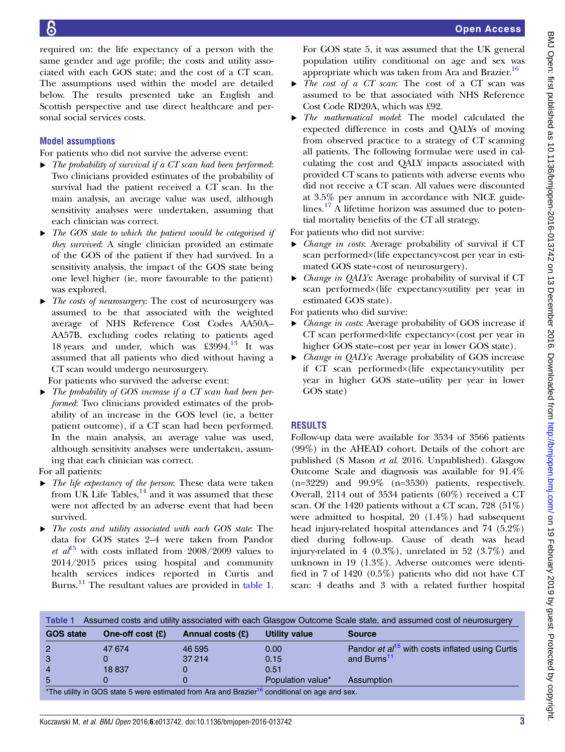required on: the life expectancy of a person with the same gender and age profile; the costs and utility associated with each GOS state; and the cost of a CT scan. The assumptions used within the model are detailed below. The results presented take an English and Scottish perspective and use direct healthcare and personal social services costs.

### Model assumptions

For patients who did not survive the adverse event:

- *The probability of survival if a CT scan had been performed*: Two clinicians provided estimates of the probability of survival had the patient received a CT scan. In the main analysis, an average value was used, although sensitivity analyses were undertaken, assuming that each clinician was correct.
- *The GOS state to which the patient would be categorised if they survived*: A single clinician provided an estimate of the GOS of the patient if they had survived. In a sensitivity analysis, the impact of the GOS state being one level higher (ie, more favourable to the patient) was explored.
- *The costs of neurosurgery*: The cost of neurosurgery was assumed to be that associated with the weighted average of NHS Reference Cost Codes AA50A–AA57B, excluding codes relating to patients aged 18 years and under, which was £3994.[13] It was assumed that all patients who died without having a CT scan would undergo neurosurgery.

For patients who survived the adverse event:

- *The probability of GOS increase if a CT scan had been performed*: Two clinicians provided estimates of the probability of an increase in the GOS level (ie, a better patient outcome), if a CT scan had been performed. In the main analysis, an average value was used, although sensitivity analyses were undertaken, assuming that each clinician was correct.

For all patients:

- *The life expectancy of the person*: These data were taken from UK Life Tables,[14] and it was assumed that these were not affected by an adverse event that had been survived.
- *The costs and utility associated with each GOS state*: The data for GOS states 2–4 were taken from Pandor *et al*[15] with costs inflated from 2008/2009 values to 2014/2015 prices using hospital and community health services indices reported in Curtis and Burns.[11] The resultant values are provided in table 1. For GOS state 5, it was assumed that the UK general population utility conditional on age and sex was appropriate which was taken from Ara and Brazier.[16]
- *The cost of a CT scan*: The cost of a CT scan was assumed to be that associated with NHS Reference Cost Code RD20A, which was £92.
- *The mathematical model*: The model calculated the expected difference in costs and QALYs of moving from observed practice to a strategy of CT scanning all patients. The following formulae were used in calculating the cost and QALY impacts associated with provided CT scans to patients with adverse events who did not receive a CT scan. All values were discounted at 3.5% per annum in accordance with NICE guidelines.[17] A lifetime horizon was assumed due to potential mortality benefits of the CT all strategy.

For patients who did not survive:

- *Change in costs*: Average probability of survival if CT scan performed×(life expectancy×cost per year in estimated GOS state+cost of neurosurgery).
- *Change in QALYs*: Average probability of survival if CT scan performed×(life expectancy×utility per year in estimated GOS state).

For patients who did survive:

- *Change in costs*: Average probability of GOS increase if CT scan performed×life expectancy×(cost per year in higher GOS state–cost per year in lower GOS state).
- *Change in QALYs*: Average probability of GOS increase if CT scan performed×(life expectancy×utility per year in higher GOS state–utility per year in lower GOS state)

## RESULTS

Follow-up data were available for 3534 of 3566 patients (99%) in the AHEAD cohort. Details of the cohort are published (S Mason *et al*. 2016. Unpublished). Glasgow Outcome Scale and diagnosis was available for 91.4% (n=3229) and 99.9% (n=3530) patients, respectively. Overall, 2114 out of 3534 patients (60%) received a CT scan. Of the 1420 patients without a CT scan, 728 (51%) were admitted to hospital, 20 (1.4%) had subsequent head injury-related hospital attendances and 74 (5.2%) died during follow-up. Cause of death was head injury-related in 4 (0.3%), unrelated in 52 (3.7%) and unknown in 19 (1.3%). Adverse outcomes were identified in 7 of 1420 (0.5%) patients who did not have CT scan: 4 deaths and 3 with a related further hospital

**Table 1** Assumed costs and utility associated with each Glasgow Outcome Scale state, and assumed cost of neurosurgery

| GOS state | One-off cost (£) | Annual costs (£) | Utility value | Source |
|---|---|---|---|---|
| 2 | 47 674 | 46 595 | 0.00 | Pandor *et al*[15] with costs inflated using Curtis and Burns[11] |
| 3 | 0 | 37 214 | 0.15 | |
| 4 | 18 837 | 0 | 0.51 | |
| 5 | 0 | 0 | Population value* | Assumption |

*The utility in GOS state 5 were estimated from Ara and Brazier[16] conditional on age and sex.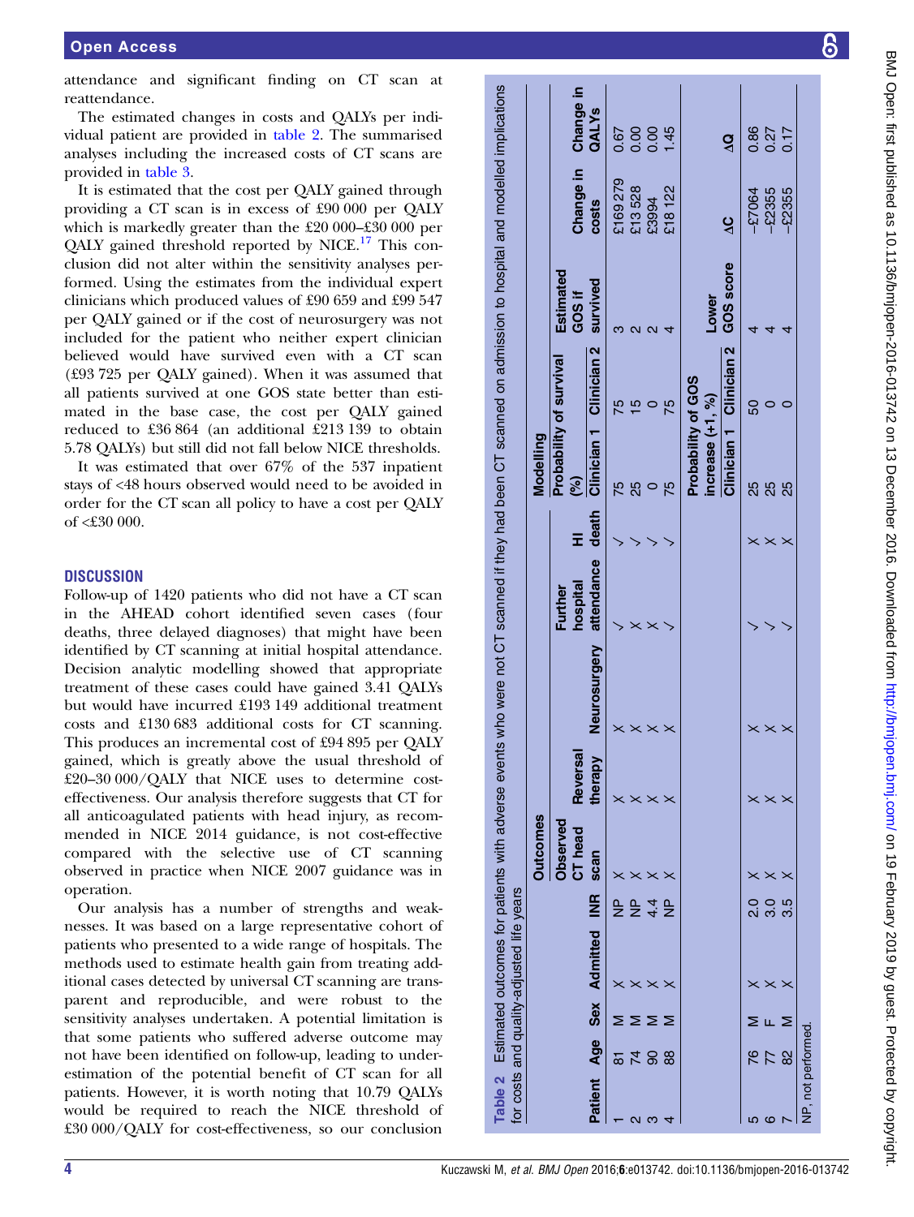attendance and significant finding on CT scan at reattendance.

The estimated changes in costs and QALYs per individual patient are provided in table 2. The summarised analyses including the increased costs of CT scans are provided in table 3.

It is estimated that the cost per QALY gained through providing a CT scan is in excess of £90 000 per QALY which is markedly greater than the £20 000–£30 000 per QALY gained threshold reported by NICE.[17] This conclusion did not alter within the sensitivity analyses performed. Using the estimates from the individual expert clinicians which produced values of £90 659 and £99 547 per QALY gained or if the cost of neurosurgery was not included for the patient who neither expert clinician believed would have survived even with a CT scan (£93 725 per QALY gained). When it was assumed that all patients survived at one GOS state better than estimated in the base case, the cost per QALY gained reduced to £36 864 (an additional £213 139 to obtain 5.78 QALYs) but still did not fall below NICE thresholds.

It was estimated that over 67% of the 537 inpatient stays of <48 hours observed would need to be avoided in order for the CT scan all policy to have a cost per QALY of <£30 000.

## DISCUSSION

Follow-up of 1420 patients who did not have a CT scan in the AHEAD cohort identified seven cases (four deaths, three delayed diagnoses) that might have been identified by CT scanning at initial hospital attendance. Decision analytic modelling showed that appropriate treatment of these cases could have gained 3.41 QALYs but would have incurred £193 149 additional treatment costs and £130 683 additional costs for CT scanning. This produces an incremental cost of £94 895 per QALY gained, which is greatly above the usual threshold of £20–30 000/QALY that NICE uses to determine cost-effectiveness. Our analysis therefore suggests that CT for all anticoagulated patients with head injury, as recommended in NICE 2014 guidance, is not cost-effective compared with the selective use of CT scanning observed in practice when NICE 2007 guidance was in operation.

Our analysis has a number of strengths and weaknesses. It was based on a large representative cohort of patients who presented to a wide range of hospitals. The methods used to estimate health gain from treating additional cases detected by universal CT scanning are transparent and reproducible, and were robust to the sensitivity analyses undertaken. A potential limitation is that some patients who suffered adverse outcome may not have been identified on follow-up, leading to underestimation of the potential benefit of CT scan for all patients. However, it is worth noting that 10.79 QALYs would be required to reach the NICE threshold of £30 000/QALY for cost-effectiveness, so our conclusion

**Table 2** Estimated outcomes for patients with adverse events who were not CT scanned if they had been CT scanned on admission to hospital and modelled implications for costs and quality-adjusted life years

| | | | | | Outcomes | | | | | Modelling | | | | |
|---|---|---|---|---|---|---|---|---|---|---|---|---|---|---|
| | | | | | | | | | | Probability of survival (%) | | | | |
| Patient | Age | Sex | Admitted | INR | Observed CT head scan | Reversal therapy | Neurosurgery | Further hospital attendance | HI death | Clinician 1 | Clinician 2 | Estimated GOS if survived | Change in costs | Change in QALYs |
| 1 | 81 | M | ✗ | NP | ✗ | ✗ | ✗ | ✓ | ✓ | 75 | 75 | 3 | £169 279 | 0.67 |
| 2 | 74 | M | ✗ | NP | ✗ | ✗ | ✗ | ✗ | ✓ | 25 | 15 | 2 | £13 528 | 0.00 |
| 3 | 90 | M | ✗ | 4.4 | ✗ | ✗ | ✗ | ✗ | ✓ | 0 | 0 | 2 | £3994 | 0.00 |
| 4 | 88 | M | ✗ | NP | ✗ | ✗ | ✗ | ✓ | ✓ | 75 | 75 | 4 | £18 122 | 1.45 |
| | | | | | | | | | | Probability of GOS increase (+1, %) | | | | |
| | | | | | | | | | | Clinician 1 | Clinician 2 | Lower GOS score | ΔC | ΔQ |
| 5 | 76 | M | ✗ | 2.0 | ✗ | ✗ | ✗ | ✓ | ✗ | 25 | 50 | 4 | −£7064 | 0.86 |
| 6 | 77 | F | ✗ | 3.0 | ✗ | ✗ | ✗ | ✓ | ✗ | 25 | 0 | 4 | −£2355 | 0.27 |
| 7 | 82 | M | ✗ | 3.5 | ✗ | ✗ | ✗ | ✓ | ✗ | 25 | 0 | 4 | −£2355 | 0.17 |

NP, not performed.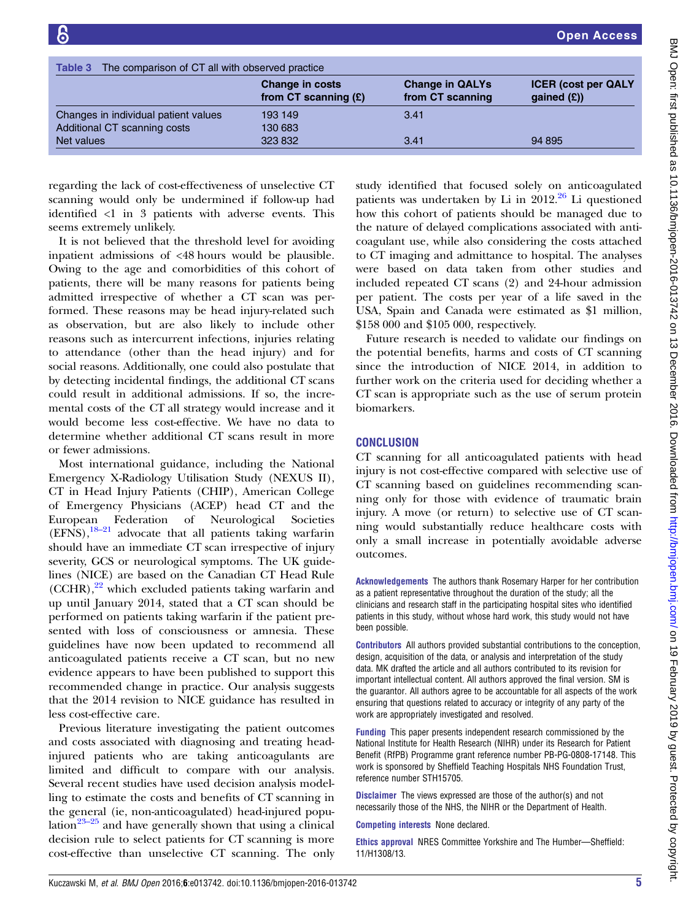Table 3 The comparison of CT all with observed practice

| | Change in costs from CT scanning (£) | Change in QALYs from CT scanning | ICER (cost per QALY gained (£)) |
|---|---|---|---|
| Changes in individual patient values | 193 149 | 3.41 | |
| Additional CT scanning costs | 130 683 | | |
| Net values | 323 832 | 3.41 | 94 895 |

regarding the lack of cost-effectiveness of unselective CT scanning would only be undermined if follow-up had identified <1 in 3 patients with adverse events. This seems extremely unlikely.

It is not believed that the threshold level for avoiding inpatient admissions of <48 hours would be plausible. Owing to the age and comorbidities of this cohort of patients, there will be many reasons for patients being admitted irrespective of whether a CT scan was performed. These reasons may be head injury-related such as observation, but are also likely to include other reasons such as intercurrent infections, injuries relating to attendance (other than the head injury) and for social reasons. Additionally, one could also postulate that by detecting incidental findings, the additional CT scans could result in additional admissions. If so, the incremental costs of the CT all strategy would increase and it would become less cost-effective. We have no data to determine whether additional CT scans result in more or fewer admissions.

Most international guidance, including the National Emergency X-Radiology Utilisation Study (NEXUS II), CT in Head Injury Patients (CHIP), American College of Emergency Physicians (ACEP) head CT and the European Federation of Neurological Societies (EFNS),[18–21] advocate that all patients taking warfarin should have an immediate CT scan irrespective of injury severity, GCS or neurological symptoms. The UK guidelines (NICE) are based on the Canadian CT Head Rule (CCHR),[22] which excluded patients taking warfarin and up until January 2014, stated that a CT scan should be performed on patients taking warfarin if the patient presented with loss of consciousness or amnesia. These guidelines have now been updated to recommend all anticoagulated patients receive a CT scan, but no new evidence appears to have been published to support this recommended change in practice. Our analysis suggests that the 2014 revision to NICE guidance has resulted in less cost-effective care.

Previous literature investigating the patient outcomes and costs associated with diagnosing and treating head-injured patients who are taking anticoagulants are limited and difficult to compare with our analysis. Several recent studies have used decision analysis modelling to estimate the costs and benefits of CT scanning in the general (ie, non-anticoagulated) head-injured population[23–25] and have generally shown that using a clinical decision rule to select patients for CT scanning is more cost-effective than unselective CT scanning. The only study identified that focused solely on anticoagulated patients was undertaken by Li in 2012.[26] Li questioned how this cohort of patients should be managed due to the nature of delayed complications associated with anticoagulant use, while also considering the costs attached to CT imaging and admittance to hospital. The analyses were based on data taken from other studies and included repeated CT scans (2) and 24-hour admission per patient. The costs per year of a life saved in the USA, Spain and Canada were estimated as $1 million, $158 000 and $105 000, respectively.

Future research is needed to validate our findings on the potential benefits, harms and costs of CT scanning since the introduction of NICE 2014, in addition to further work on the criteria used for deciding whether a CT scan is appropriate such as the use of serum protein biomarkers.

## CONCLUSION

CT scanning for all anticoagulated patients with head injury is not cost-effective compared with selective use of CT scanning based on guidelines recommending scanning only for those with evidence of traumatic brain injury. A move (or return) to selective use of CT scanning would substantially reduce healthcare costs with only a small increase in potentially avoidable adverse outcomes.

**Acknowledgements** The authors thank Rosemary Harper for her contribution as a patient representative throughout the duration of the study; all the clinicians and research staff in the participating hospital sites who identified patients in this study, without whose hard work, this study would not have been possible.

**Contributors** All authors provided substantial contributions to the conception, design, acquisition of the data, or analysis and interpretation of the study data. MK drafted the article and all authors contributed to its revision for important intellectual content. All authors approved the final version. SM is the guarantor. All authors agree to be accountable for all aspects of the work ensuring that questions related to accuracy or integrity of any party of the work are appropriately investigated and resolved.

**Funding** This paper presents independent research commissioned by the National Institute for Health Research (NIHR) under its Research for Patient Benefit (RfPB) Programme grant reference number PB-PG-0808-17148. This work is sponsored by Sheffield Teaching Hospitals NHS Foundation Trust, reference number STH15705.

**Disclaimer** The views expressed are those of the author(s) and not necessarily those of the NHS, the NIHR or the Department of Health.

**Competing interests** None declared.

**Ethics approval** NRES Committee Yorkshire and The Humber—Sheffield: 11/H1308/13.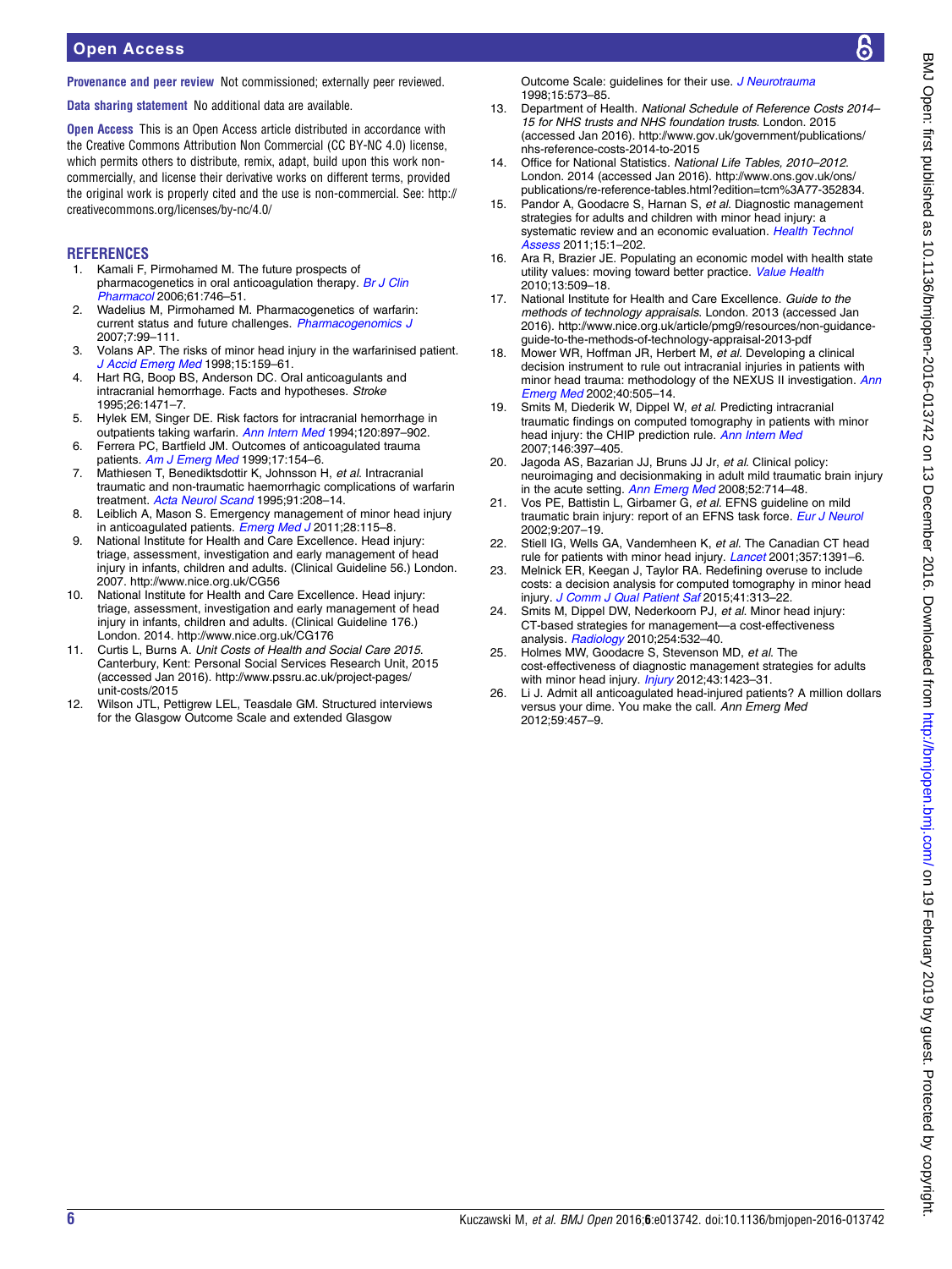**Provenance and peer review** Not commissioned; externally peer reviewed.

**Data sharing statement** No additional data are available.

**Open Access** This is an Open Access article distributed in accordance with the Creative Commons Attribution Non Commercial (CC BY-NC 4.0) license, which permits others to distribute, remix, adapt, build upon this work non-commercially, and license their derivative works on different terms, provided the original work is properly cited and the use is non-commercial. See: http://creativecommons.org/licenses/by-nc/4.0/

## REFERENCES

1. Kamali F, Pirmohamed M. The future prospects of pharmacogenetics in oral anticoagulation therapy. *Br J Clin Pharmacol* 2006;61:746–51.
2. Wadelius M, Pirmohamed M. Pharmacogenetics of warfarin: current status and future challenges. *Pharmacogenomics J* 2007;7:99–111.
3. Volans AP. The risks of minor head injury in the warfarinised patient. *J Accid Emerg Med* 1998;15:159–61.
4. Hart RG, Boop BS, Anderson DC. Oral anticoagulants and intracranial hemorrhage. Facts and hypotheses. *Stroke* 1995;26:1471–7.
5. Hylek EM, Singer DE. Risk factors for intracranial hemorrhage in outpatients taking warfarin. *Ann Intern Med* 1994;120:897–902.
6. Ferrera PC, Bartfield JM. Outcomes of anticoagulated trauma patients. *Am J Emerg Med* 1999;17:154–6.
7. Mathiesen T, Benediktsdottir K, Johnsson H, *et al*. Intracranial traumatic and non-traumatic haemorrhagic complications of warfarin treatment. *Acta Neurol Scand* 1995;91:208–14.
8. Leiblich A, Mason S. Emergency management of minor head injury in anticoagulated patients. *Emerg Med J* 2011;28:115–8.
9. National Institute for Health and Care Excellence. Head injury: triage, assessment, investigation and early management of head injury in infants, children and adults. (Clinical Guideline 56.) London. 2007. http://www.nice.org.uk/CG56
10. National Institute for Health and Care Excellence. Head injury: triage, assessment, investigation and early management of head injury in infants, children and adults. (Clinical Guideline 176.) London. 2014. http://www.nice.org.uk/CG176
11. Curtis L, Burns A. *Unit Costs of Health and Social Care 2015*. Canterbury, Kent: Personal Social Services Research Unit, 2015 (accessed Jan 2016). http://www.pssru.ac.uk/project-pages/unit-costs/2015
12. Wilson JTL, Pettigrew LEL, Teasdale GM. Structured interviews for the Glasgow Outcome Scale and extended Glasgow Outcome Scale: guidelines for their use. *J Neurotrauma* 1998;15:573–85.
13. Department of Health. *National Schedule of Reference Costs 2014–15 for NHS trusts and NHS foundation trusts*. London. 2015 (accessed Jan 2016). http://www.gov.uk/government/publications/nhs-reference-costs-2014-to-2015
14. Office for National Statistics. *National Life Tables, 2010–2012*. London. 2014 (accessed Jan 2016). http://www.ons.gov.uk/ons/publications/re-reference-tables.html?edition=tcm%3A77-352834.
15. Pandor A, Goodacre S, Harnan S, *et al*. Diagnostic management strategies for adults and children with minor head injury: a systematic review and an economic evaluation. *Health Technol Assess* 2011;15:1–202.
16. Ara R, Brazier JE. Populating an economic model with health state utility values: moving toward better practice. *Value Health* 2010;13:509–18.
17. National Institute for Health and Care Excellence. *Guide to the methods of technology appraisals*. London. 2013 (accessed Jan 2016). http://www.nice.org.uk/article/pmg9/resources/non-guidance-guide-to-the-methods-of-technology-appraisal-2013-pdf
18. Mower WR, Hoffman JR, Herbert M, *et al*. Developing a clinical decision instrument to rule out intracranial injuries in patients with minor head trauma: methodology of the NEXUS II investigation. *Ann Emerg Med* 2002;40:505–14.
19. Smits M, Diederik W, Dippel W, *et al*. Predicting intracranial traumatic findings on computed tomography in patients with minor head injury: the CHIP prediction rule. *Ann Intern Med* 2007;146:397–405.
20. Jagoda AS, Bazarian JJ, Bruns JJ Jr, *et al*. Clinical policy: neuroimaging and decisionmaking in adult mild traumatic brain injury in the acute setting. *Ann Emerg Med* 2008;52:714–48.
21. Vos PE, Battistin L, Girbamer G, *et al*. EFNS guideline on mild traumatic brain injury: report of an EFNS task force. *Eur J Neurol* 2002;9:207–19.
22. Stiell IG, Wells GA, Vandemheen K, *et al*. The Canadian CT head rule for patients with minor head injury. *Lancet* 2001;357:1391–6.
23. Melnick ER, Keegan J, Taylor RA. Redefining overuse to include costs: a decision analysis for computed tomography in minor head injury. *J Comm J Qual Patient Saf* 2015;41:313–22.
24. Smits M, Dippel DW, Nederkoorn PJ, *et al*. Minor head injury: CT-based strategies for management—a cost-effectiveness analysis. *Radiology* 2010;254:532–40.
25. Holmes MW, Goodacre S, Stevenson MD, *et al*. The cost-effectiveness of diagnostic management strategies for adults with minor head injury. *Injury* 2012;43:1423–31.
26. Li J. Admit all anticoagulated head-injured patients? A million dollars versus your dime. You make the call. *Ann Emerg Med* 2012;59:457–9.